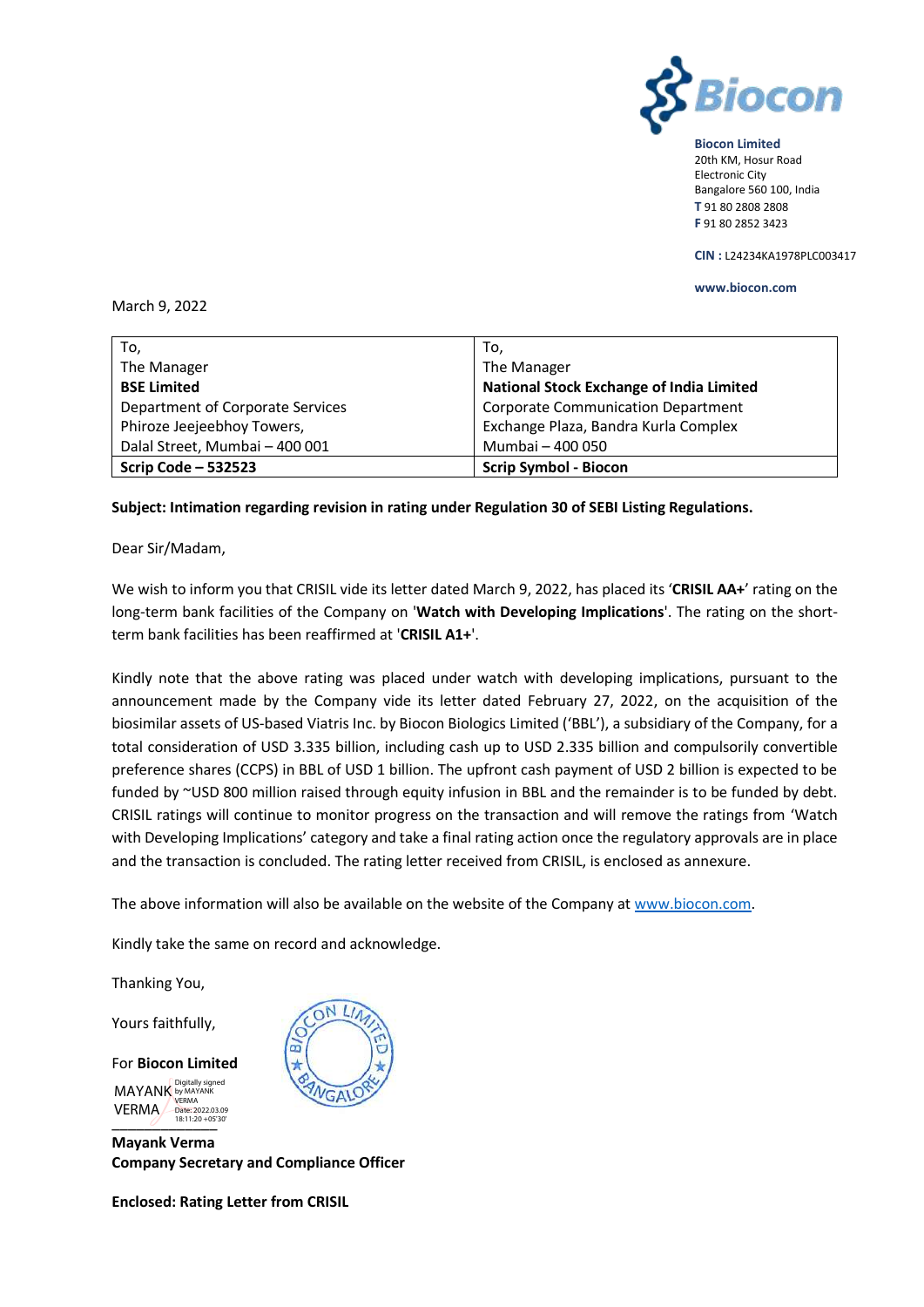**Biocon Limited**
20th KM, Hosur Road
Electronic City
Bangalore 560 100, India
**T** 91 80 2808 2808
**F** 91 80 2852 3423

**CIN** : L24234KA1978PLC003417

**www.biocon.com**

March 9, 2022

| To,<br>The Manager<br>**BSE Limited**<br>Department of Corporate Services<br>Phiroze Jeejeebhoy Towers,<br>Dalal Street, Mumbai – 400 001 | To,<br>The Manager<br>**National Stock Exchange of India Limited**<br>Corporate Communication Department<br>Exchange Plaza, Bandra Kurla Complex<br>Mumbai – 400 050 |
|---|---|
| **Scrip Code – 532523** | **Scrip Symbol - Biocon** |

**Subject: Intimation regarding revision in rating under Regulation 30 of SEBI Listing Regulations.**

Dear Sir/Madam,

We wish to inform you that CRISIL vide its letter dated March 9, 2022, has placed its '**CRISIL AA+**' rating on the long-term bank facilities of the Company on '**Watch with Developing Implications**'. The rating on the short-term bank facilities has been reaffirmed at '**CRISIL A1+**'.

Kindly note that the above rating was placed under watch with developing implications, pursuant to the announcement made by the Company vide its letter dated February 27, 2022, on the acquisition of the biosimilar assets of US-based Viatris Inc. by Biocon Biologics Limited ('BBL'), a subsidiary of the Company, for a total consideration of USD 3.335 billion, including cash up to USD 2.335 billion and compulsorily convertible preference shares (CCPS) in BBL of USD 1 billion. The upfront cash payment of USD 2 billion is expected to be funded by ~USD 800 million raised through equity infusion in BBL and the remainder is to be funded by debt. CRISIL ratings will continue to monitor progress on the transaction and will remove the ratings from 'Watch with Developing Implications' category and take a final rating action once the regulatory approvals are in place and the transaction is concluded. The rating letter received from CRISIL, is enclosed as annexure.

The above information will also be available on the website of the Company at www.biocon.com.

Kindly take the same on record and acknowledge.

Thanking You,

Yours faithfully,

For **Biocon Limited**

MAYANK VERMA (Digitally signed by MAYANK VERMA Date: 2022.03.09 18:11:20 +05'30')

**Mayank Verma**
**Company Secretary and Compliance Officer**

**Enclosed: Rating Letter from CRISIL**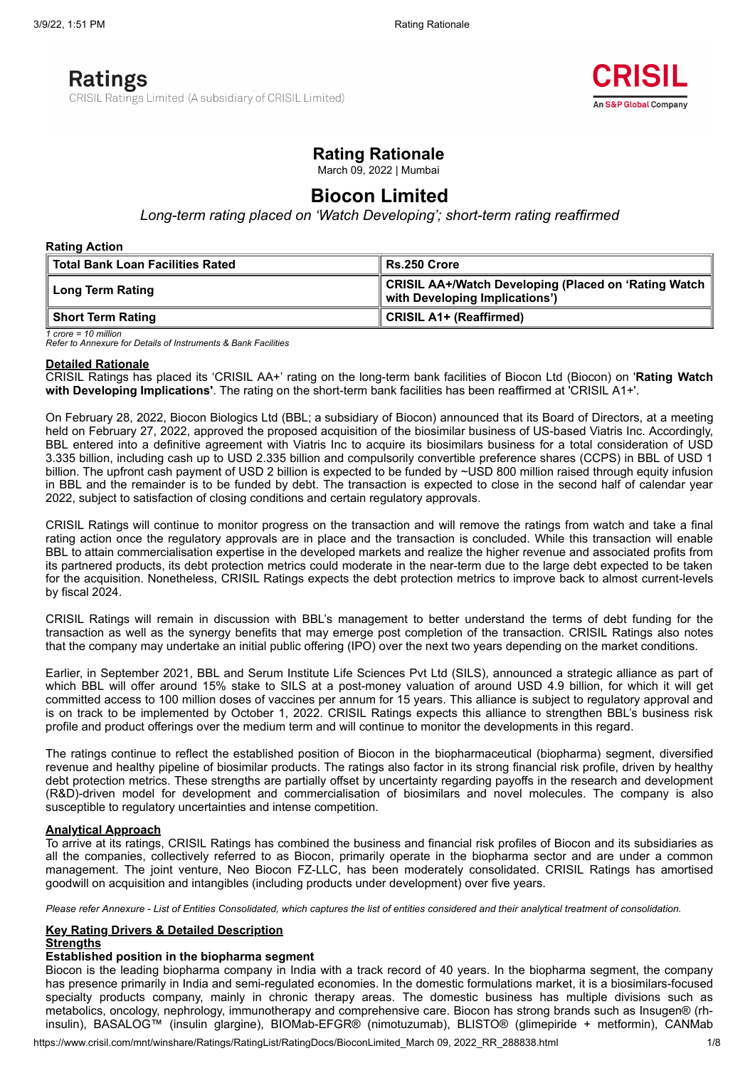# Ratings

CRISIL Ratings Limited (A subsidiary of CRISIL Limited)

CRISIL
An S&P Global Company

## Rating Rationale

March 09, 2022 | Mumbai

# Biocon Limited

*Long-term rating placed on 'Watch Developing'; short-term rating reaffirmed*

**Rating Action**

| Total Bank Loan Facilities Rated | Rs.250 Crore |
|---|---|
| Long Term Rating | CRISIL AA+/Watch Developing (Placed on 'Rating Watch with Developing Implications') |
| Short Term Rating | CRISIL A1+ (Reaffirmed) |

*1 crore = 10 million*
*Refer to Annexure for Details of Instruments & Bank Facilities*

**Detailed Rationale**

CRISIL Ratings has placed its 'CRISIL AA+' rating on the long-term bank facilities of Biocon Ltd (Biocon) on '**Rating Watch with Developing Implications'**. The rating on the short-term bank facilities has been reaffirmed at 'CRISIL A1+'.

On February 28, 2022, Biocon Biologics Ltd (BBL; a subsidiary of Biocon) announced that its Board of Directors, at a meeting held on February 27, 2022, approved the proposed acquisition of the biosimilar business of US-based Viatris Inc. Accordingly, BBL entered into a definitive agreement with Viatris Inc to acquire its biosimilars business for a total consideration of USD 3.335 billion, including cash up to USD 2.335 billion and compulsorily convertible preference shares (CCPS) in BBL of USD 1 billion. The upfront cash payment of USD 2 billion is expected to be funded by ~USD 800 million raised through equity infusion in BBL and the remainder is to be funded by debt. The transaction is expected to close in the second half of calendar year 2022, subject to satisfaction of closing conditions and certain regulatory approvals.

CRISIL Ratings will continue to monitor progress on the transaction and will remove the ratings from watch and take a final rating action once the regulatory approvals are in place and the transaction is concluded. While this transaction will enable BBL to attain commercialisation expertise in the developed markets and realize the higher revenue and associated profits from its partnered products, its debt protection metrics could moderate in the near-term due to the large debt expected to be taken for the acquisition. Nonetheless, CRISIL Ratings expects the debt protection metrics to improve back to almost current-levels by fiscal 2024.

CRISIL Ratings will remain in discussion with BBL's management to better understand the terms of debt funding for the transaction as well as the synergy benefits that may emerge post completion of the transaction. CRISIL Ratings also notes that the company may undertake an initial public offering (IPO) over the next two years depending on the market conditions.

Earlier, in September 2021, BBL and Serum Institute Life Sciences Pvt Ltd (SILS), announced a strategic alliance as part of which BBL will offer around 15% stake to SILS at a post-money valuation of around USD 4.9 billion, for which it will get committed access to 100 million doses of vaccines per annum for 15 years. This alliance is subject to regulatory approval and is on track to be implemented by October 1, 2022. CRISIL Ratings expects this alliance to strengthen BBL's business risk profile and product offerings over the medium term and will continue to monitor the developments in this regard.

The ratings continue to reflect the established position of Biocon in the biopharmaceutical (biopharma) segment, diversified revenue and healthy pipeline of biosimilar products. The ratings also factor in its strong financial risk profile, driven by healthy debt protection metrics. These strengths are partially offset by uncertainty regarding payoffs in the research and development (R&D)-driven model for development and commercialisation of biosimilars and novel molecules. The company is also susceptible to regulatory uncertainties and intense competition.

**Analytical Approach**

To arrive at its ratings, CRISIL Ratings has combined the business and financial risk profiles of Biocon and its subsidiaries as all the companies, collectively referred to as Biocon, primarily operate in the biopharma sector and are under a common management. The joint venture, Neo Biocon FZ-LLC, has been moderately consolidated. CRISIL Ratings has amortised goodwill on acquisition and intangibles (including products under development) over five years.

*Please refer Annexure - List of Entities Consolidated, which captures the list of entities considered and their analytical treatment of consolidation.*

**Key Rating Drivers & Detailed Description**

**Strengths**

**Established position in the biopharma segment**

Biocon is the leading biopharma company in India with a track record of 40 years. In the biopharma segment, the company has presence primarily in India and semi-regulated economies. In the domestic formulations market, it is a biosimilars-focused specialty products company, mainly in chronic therapy areas. The domestic business has multiple divisions such as metabolics, oncology, nephrology, immunotherapy and comprehensive care. Biocon has strong brands such as Insugen® (rh-insulin), BASALOG™ (insulin glargine), BIOMab-EFGR® (nimotuzumab), BLISTO® (glimepiride + metformin), CANMab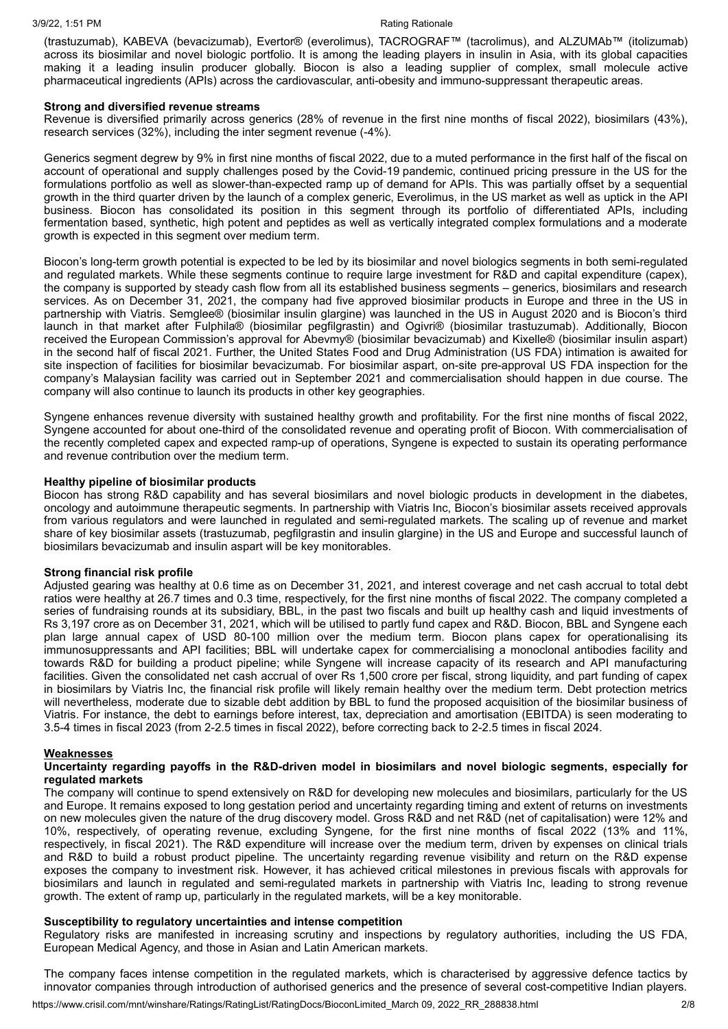(trastuzumab), KABEVA (bevacizumab), Evertor® (everolimus), TACROGRAF™ (tacrolimus), and ALZUMAb™ (itolizumab) across its biosimilar and novel biologic portfolio. It is among the leading players in insulin in Asia, with its global capacities making it a leading insulin producer globally. Biocon is also a leading supplier of complex, small molecule active pharmaceutical ingredients (APIs) across the cardiovascular, anti-obesity and immuno-suppressant therapeutic areas.

**Strong and diversified revenue streams**

Revenue is diversified primarily across generics (28% of revenue in the first nine months of fiscal 2022), biosimilars (43%), research services (32%), including the inter segment revenue (-4%).

Generics segment degrew by 9% in first nine months of fiscal 2022, due to a muted performance in the first half of the fiscal on account of operational and supply challenges posed by the Covid-19 pandemic, continued pricing pressure in the US for the formulations portfolio as well as slower-than-expected ramp up of demand for APIs. This was partially offset by a sequential growth in the third quarter driven by the launch of a complex generic, Everolimus, in the US market as well as uptick in the API business. Biocon has consolidated its position in this segment through its portfolio of differentiated APIs, including fermentation based, synthetic, high potent and peptides as well as vertically integrated complex formulations and a moderate growth is expected in this segment over medium term.

Biocon's long-term growth potential is expected to be led by its biosimilar and novel biologics segments in both semi-regulated and regulated markets. While these segments continue to require large investment for R&D and capital expenditure (capex), the company is supported by steady cash flow from all its established business segments – generics, biosimilars and research services. As on December 31, 2021, the company had five approved biosimilar products in Europe and three in the US in partnership with Viatris. Semglee® (biosimilar insulin glargine) was launched in the US in August 2020 and is Biocon's third launch in that market after Fulphila® (biosimilar pegfilgrastin) and Ogivri® (biosimilar trastuzumab). Additionally, Biocon received the European Commission's approval for Abevmy® (biosimilar bevacizumab) and Kixelle® (biosimilar insulin aspart) in the second half of fiscal 2021. Further, the United States Food and Drug Administration (US FDA) intimation is awaited for site inspection of facilities for biosimilar bevacizumab. For biosimilar aspart, on-site pre-approval US FDA inspection for the company's Malaysian facility was carried out in September 2021 and commercialisation should happen in due course. The company will also continue to launch its products in other key geographies.

Syngene enhances revenue diversity with sustained healthy growth and profitability. For the first nine months of fiscal 2022, Syngene accounted for about one-third of the consolidated revenue and operating profit of Biocon. With commercialisation of the recently completed capex and expected ramp-up of operations, Syngene is expected to sustain its operating performance and revenue contribution over the medium term.

**Healthy pipeline of biosimilar products**

Biocon has strong R&D capability and has several biosimilars and novel biologic products in development in the diabetes, oncology and autoimmune therapeutic segments. In partnership with Viatris Inc, Biocon's biosimilar assets received approvals from various regulators and were launched in regulated and semi-regulated markets. The scaling up of revenue and market share of key biosimilar assets (trastuzumab, pegfilgrastin and insulin glargine) in the US and Europe and successful launch of biosimilars bevacizumab and insulin aspart will be key monitorables.

**Strong financial risk profile**

Adjusted gearing was healthy at 0.6 time as on December 31, 2021, and interest coverage and net cash accrual to total debt ratios were healthy at 26.7 times and 0.3 time, respectively, for the first nine months of fiscal 2022. The company completed a series of fundraising rounds at its subsidiary, BBL, in the past two fiscals and built up healthy cash and liquid investments of Rs 3,197 crore as on December 31, 2021, which will be utilised to partly fund capex and R&D. Biocon, BBL and Syngene each plan large annual capex of USD 80-100 million over the medium term. Biocon plans capex for operationalising its immunosuppressants and API facilities; BBL will undertake capex for commercialising a monoclonal antibodies facility and towards R&D for building a product pipeline; while Syngene will increase capacity of its research and API manufacturing facilities. Given the consolidated net cash accrual of over Rs 1,500 crore per fiscal, strong liquidity, and part funding of capex in biosimilars by Viatris Inc, the financial risk profile will likely remain healthy over the medium term. Debt protection metrics will nevertheless, moderate due to sizable debt addition by BBL to fund the proposed acquisition of the biosimilar business of Viatris. For instance, the debt to earnings before interest, tax, depreciation and amortisation (EBITDA) is seen moderating to 3.5-4 times in fiscal 2023 (from 2-2.5 times in fiscal 2022), before correcting back to 2-2.5 times in fiscal 2024.

**Weaknesses**

**Uncertainty regarding payoffs in the R&D-driven model in biosimilars and novel biologic segments, especially for regulated markets**

The company will continue to spend extensively on R&D for developing new molecules and biosimilars, particularly for the US and Europe. It remains exposed to long gestation period and uncertainty regarding timing and extent of returns on investments on new molecules given the nature of the drug discovery model. Gross R&D and net R&D (net of capitalisation) were 12% and 10%, respectively, of operating revenue, excluding Syngene, for the first nine months of fiscal 2022 (13% and 11%, respectively, in fiscal 2021). The R&D expenditure will increase over the medium term, driven by expenses on clinical trials and R&D to build a robust product pipeline. The uncertainty regarding revenue visibility and return on the R&D expense exposes the company to investment risk. However, it has achieved critical milestones in previous fiscals with approvals for biosimilars and launch in regulated and semi-regulated markets in partnership with Viatris Inc, leading to strong revenue growth. The extent of ramp up, particularly in the regulated markets, will be a key monitorable.

**Susceptibility to regulatory uncertainties and intense competition**

Regulatory risks are manifested in increasing scrutiny and inspections by regulatory authorities, including the US FDA, European Medical Agency, and those in Asian and Latin American markets.

The company faces intense competition in the regulated markets, which is characterised by aggressive defence tactics by innovator companies through introduction of authorised generics and the presence of several cost-competitive Indian players.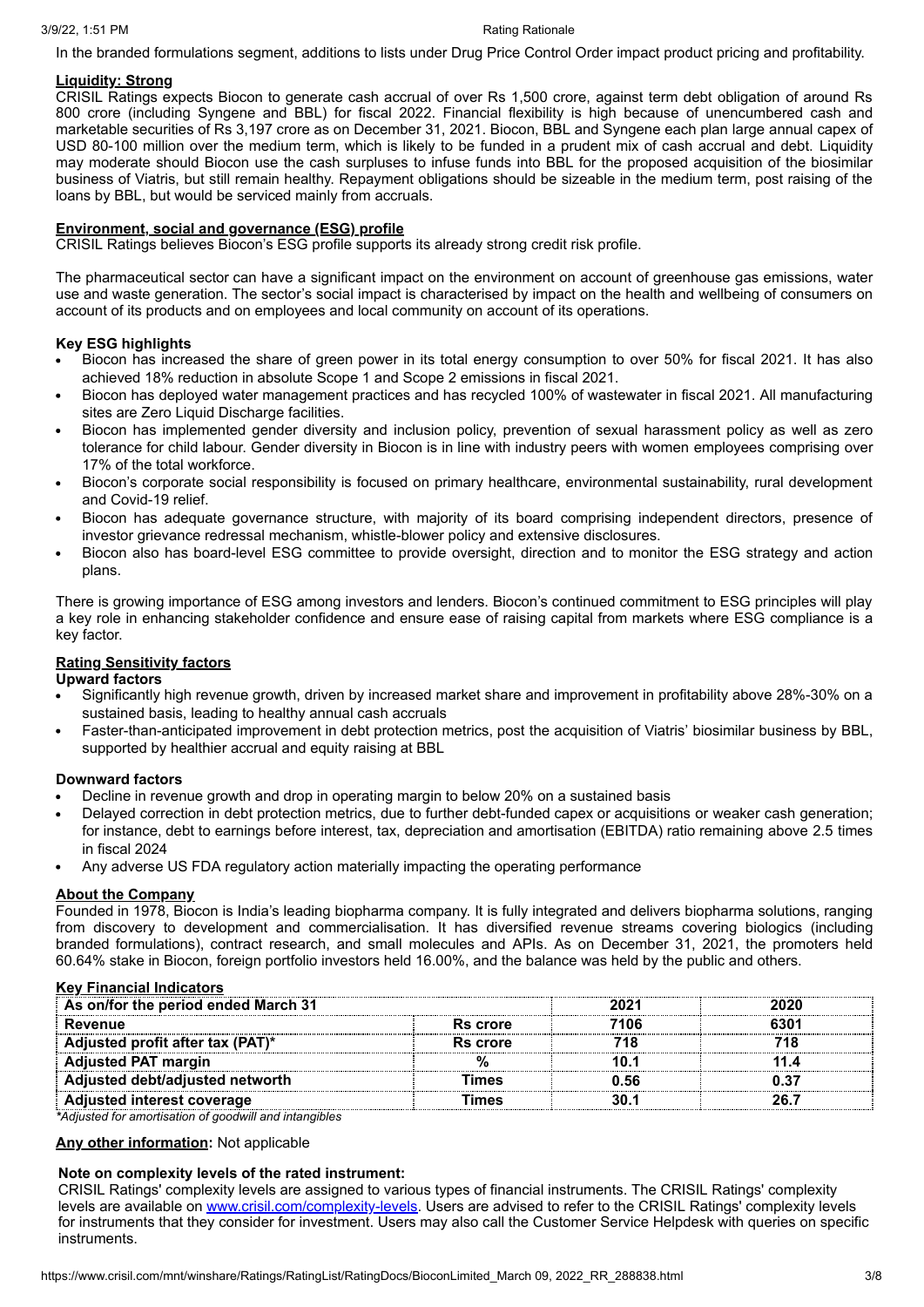In the branded formulations segment, additions to lists under Drug Price Control Order impact product pricing and profitability.

**Liquidity: Strong**

CRISIL Ratings expects Biocon to generate cash accrual of over Rs 1,500 crore, against term debt obligation of around Rs 800 crore (including Syngene and BBL) for fiscal 2022. Financial flexibility is high because of unencumbered cash and marketable securities of Rs 3,197 crore as on December 31, 2021. Biocon, BBL and Syngene each plan large annual capex of USD 80-100 million over the medium term, which is likely to be funded in a prudent mix of cash accrual and debt. Liquidity may moderate should Biocon use the cash surpluses to infuse funds into BBL for the proposed acquisition of the biosimilar business of Viatris, but still remain healthy. Repayment obligations should be sizeable in the medium term, post raising of the loans by BBL, but would be serviced mainly from accruals.

**Environment, social and governance (ESG) profile**

CRISIL Ratings believes Biocon's ESG profile supports its already strong credit risk profile.

The pharmaceutical sector can have a significant impact on the environment on account of greenhouse gas emissions, water use and waste generation. The sector's social impact is characterised by impact on the health and wellbeing of consumers on account of its products and on employees and local community on account of its operations.

**Key ESG highlights**

- Biocon has increased the share of green power in its total energy consumption to over 50% for fiscal 2021. It has also achieved 18% reduction in absolute Scope 1 and Scope 2 emissions in fiscal 2021.
- Biocon has deployed water management practices and has recycled 100% of wastewater in fiscal 2021. All manufacturing sites are Zero Liquid Discharge facilities.
- Biocon has implemented gender diversity and inclusion policy, prevention of sexual harassment policy as well as zero tolerance for child labour. Gender diversity in Biocon is in line with industry peers with women employees comprising over 17% of the total workforce.
- Biocon's corporate social responsibility is focused on primary healthcare, environmental sustainability, rural development and Covid-19 relief.
- Biocon has adequate governance structure, with majority of its board comprising independent directors, presence of investor grievance redressal mechanism, whistle-blower policy and extensive disclosures.
- Biocon also has board-level ESG committee to provide oversight, direction and to monitor the ESG strategy and action plans.

There is growing importance of ESG among investors and lenders. Biocon's continued commitment to ESG principles will play a key role in enhancing stakeholder confidence and ensure ease of raising capital from markets where ESG compliance is a key factor.

**Rating Sensitivity factors**

**Upward factors**

- Significantly high revenue growth, driven by increased market share and improvement in profitability above 28%-30% on a sustained basis, leading to healthy annual cash accruals
- Faster-than-anticipated improvement in debt protection metrics, post the acquisition of Viatris' biosimilar business by BBL, supported by healthier accrual and equity raising at BBL

**Downward factors**

- Decline in revenue growth and drop in operating margin to below 20% on a sustained basis
- Delayed correction in debt protection metrics, due to further debt-funded capex or acquisitions or weaker cash generation; for instance, debt to earnings before interest, tax, depreciation and amortisation (EBITDA) ratio remaining above 2.5 times in fiscal 2024
- Any adverse US FDA regulatory action materially impacting the operating performance

**About the Company**

Founded in 1978, Biocon is India's leading biopharma company. It is fully integrated and delivers biopharma solutions, ranging from discovery to development and commercialisation. It has diversified revenue streams covering biologics (including branded formulations), contract research, and small molecules and APIs. As on December 31, 2021, the promoters held 60.64% stake in Biocon, foreign portfolio investors held 16.00%, and the balance was held by the public and others.

**Key Financial Indicators**

| As on/for the period ended March 31 | | 2021 | 2020 |
|---|---|---|---|
| Revenue | Rs crore | 7106 | 6301 |
| Adjusted profit after tax (PAT)* | Rs crore | 718 | 718 |
| Adjusted PAT margin | % | 10.1 | 11.4 |
| Adjusted debt/adjusted networth | Times | 0.56 | 0.37 |
| Adjusted interest coverage | Times | 30.1 | 26.7 |

*\*Adjusted for amortisation of goodwill and intangibles*

**Any other information:** Not applicable

**Note on complexity levels of the rated instrument:**

CRISIL Ratings' complexity levels are assigned to various types of financial instruments. The CRISIL Ratings' complexity levels are available on www.crisil.com/complexity-levels. Users are advised to refer to the CRISIL Ratings' complexity levels for instruments that they consider for investment. Users may also call the Customer Service Helpdesk with queries on specific instruments.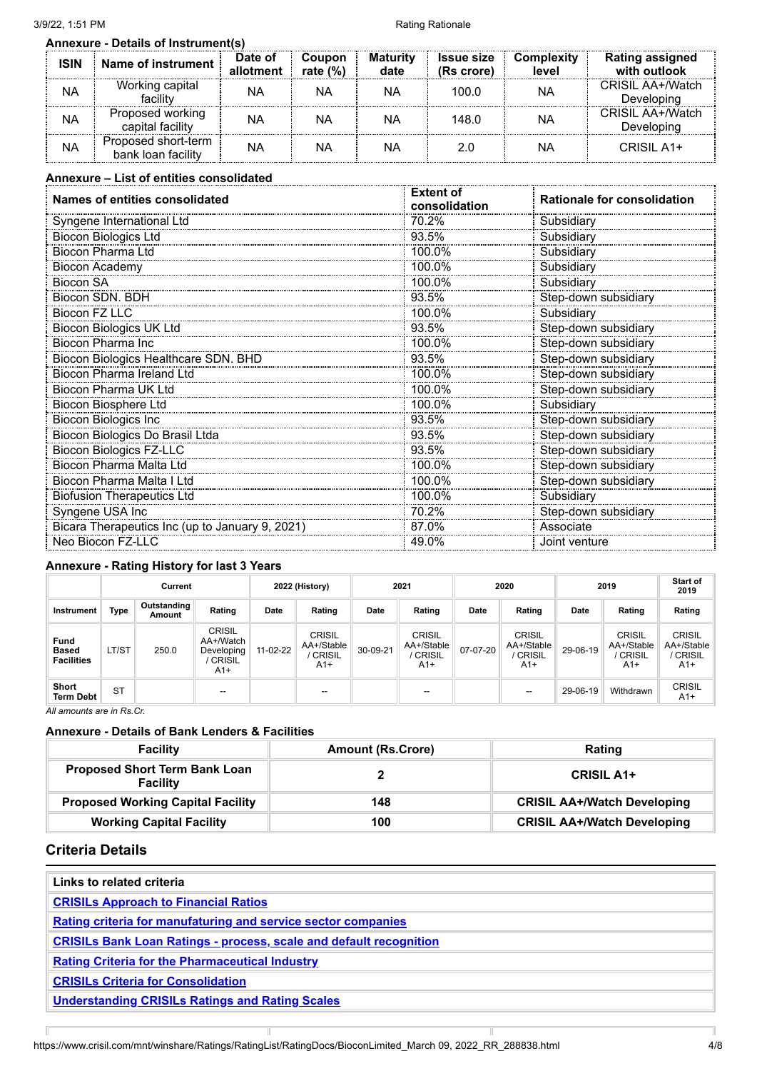### Annexure - Details of Instrument(s)

| ISIN | Name of instrument | Date of allotment | Coupon rate (%) | Maturity date | Issue size (Rs crore) | Complexity level | Rating assigned with outlook |
|---|---|---|---|---|---|---|---|
| NA | Working capital facility | NA | NA | NA | 100.0 | NA | CRISIL AA+/Watch Developing |
| NA | Proposed working capital facility | NA | NA | NA | 148.0 | NA | CRISIL AA+/Watch Developing |
| NA | Proposed short-term bank loan facility | NA | NA | NA | 2.0 | NA | CRISIL A1+ |

### Annexure – List of entities consolidated

| Names of entities consolidated | Extent of consolidation | Rationale for consolidation |
|---|---|---|
| Syngene International Ltd | 70.2% | Subsidiary |
| Biocon Biologics Ltd | 93.5% | Subsidiary |
| Biocon Pharma Ltd | 100.0% | Subsidiary |
| Biocon Academy | 100.0% | Subsidiary |
| Biocon SA | 100.0% | Subsidiary |
| Biocon SDN. BDH | 93.5% | Step-down subsidiary |
| Biocon FZ LLC | 100.0% | Subsidiary |
| Biocon Biologics UK Ltd | 93.5% | Step-down subsidiary |
| Biocon Pharma Inc | 100.0% | Step-down subsidiary |
| Biocon Biologics Healthcare SDN. BHD | 93.5% | Step-down subsidiary |
| Biocon Pharma Ireland Ltd | 100.0% | Step-down subsidiary |
| Biocon Pharma UK Ltd | 100.0% | Step-down subsidiary |
| Biocon Biosphere Ltd | 100.0% | Subsidiary |
| Biocon Biologics Inc | 93.5% | Step-down subsidiary |
| Biocon Biologics Do Brasil Ltda | 93.5% | Step-down subsidiary |
| Biocon Biologics FZ-LLC | 93.5% | Step-down subsidiary |
| Biocon Pharma Malta Ltd | 100.0% | Step-down subsidiary |
| Biocon Pharma Malta I Ltd | 100.0% | Step-down subsidiary |
| Biofusion Therapeutics Ltd | 100.0% | Subsidiary |
| Syngene USA Inc | 70.2% | Step-down subsidiary |
| Bicara Therapeutics Inc (up to January 9, 2021) | 87.0% | Associate |
| Neo Biocon FZ-LLC | 49.0% | Joint venture |

### Annexure - Rating History for last 3 Years

| | Current | | | 2022 (History) | | 2021 | | 2020 | | 2019 | | Start of 2019 |
|---|---|---|---|---|---|---|---|---|---|---|---|---|
| Instrument | Type | Outstanding Amount | Rating | Date | Rating | Date | Rating | Date | Rating | Date | Rating | Rating |
| Fund Based Facilities | LT/ST | 250.0 | CRISIL AA+/Watch Developing / CRISIL A1+ | 11-02-22 | CRISIL AA+/Stable / CRISIL A1+ | 30-09-21 | CRISIL AA+/Stable / CRISIL A1+ | 07-07-20 | CRISIL AA+/Stable / CRISIL A1+ | 29-06-19 | CRISIL AA+/Stable / CRISIL A1+ | CRISIL AA+/Stable / CRISIL A1+ |
| Short Term Debt | ST | | -- | | -- | | -- | | -- | 29-06-19 | Withdrawn | CRISIL A1+ |

*All amounts are in Rs.Cr.*

### Annexure - Details of Bank Lenders & Facilities

| Facility | Amount (Rs.Crore) | Rating |
|---|---|---|
| **Proposed Short Term Bank Loan Facility** | **2** | **CRISIL A1+** |
| **Proposed Working Capital Facility** | **148** | **CRISIL AA+/Watch Developing** |
| **Working Capital Facility** | **100** | **CRISIL AA+/Watch Developing** |

## Criteria Details

| Links to related criteria |
|---|
| CRISILs Approach to Financial Ratios |
| Rating criteria for manufaturing and service sector companies |
| CRISILs Bank Loan Ratings - process, scale and default recognition |
| Rating Criteria for the Pharmaceutical Industry |
| CRISILs Criteria for Consolidation |
| Understanding CRISILs Ratings and Rating Scales |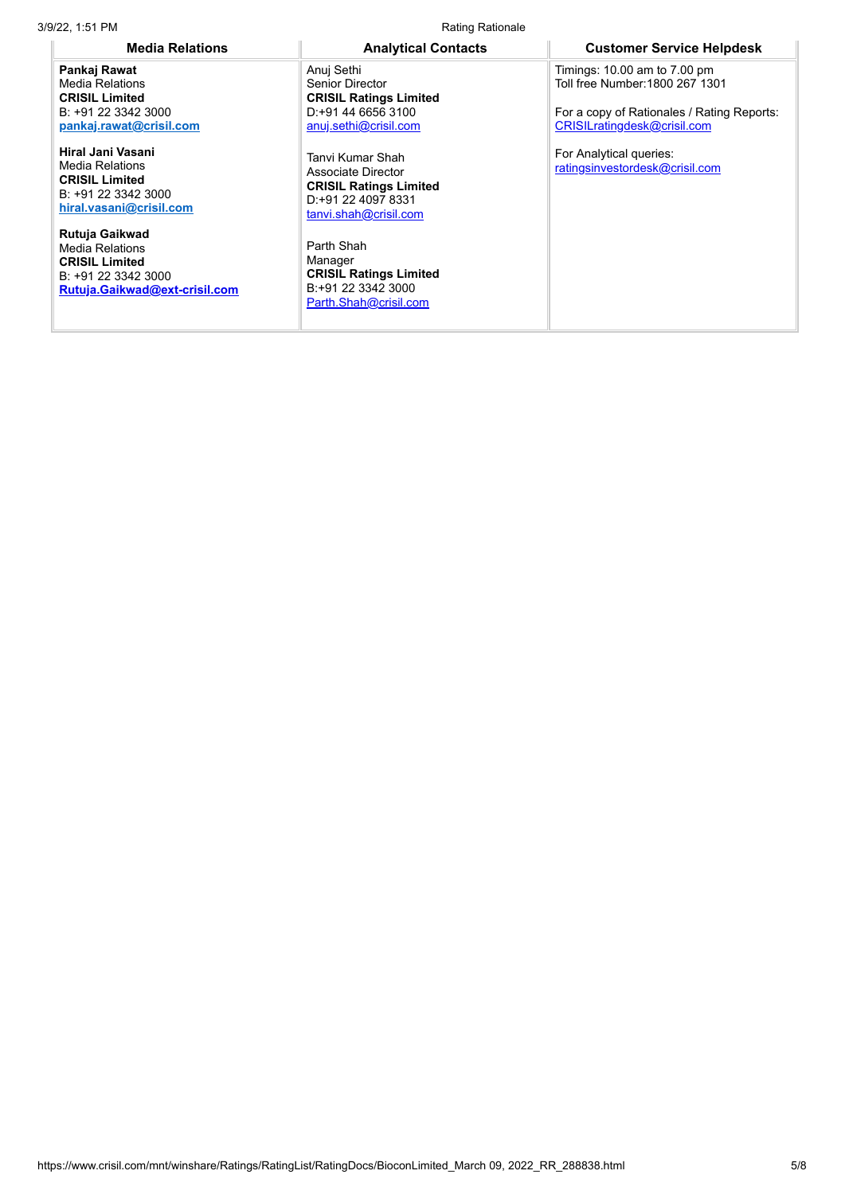| Media Relations | Analytical Contacts | Customer Service Helpdesk |
|---|---|---|
| **Pankaj Rawat**<br>Media Relations<br>**CRISIL Limited**<br>B: +91 22 3342 3000<br>**pankaj.rawat@crisil.com**<br><br>**Hiral Jani Vasani**<br>Media Relations<br>**CRISIL Limited**<br>B: +91 22 3342 3000<br>**hiral.vasani@crisil.com**<br><br>**Rutuja Gaikwad**<br>Media Relations<br>**CRISIL Limited**<br>B: +91 22 3342 3000<br>**Rutuja.Gaikwad@ext-crisil.com** | Anuj Sethi<br>Senior Director<br>**CRISIL Ratings Limited**<br>D:+91 44 6656 3100<br>anuj.sethi@crisil.com<br><br>Tanvi Kumar Shah<br>Associate Director<br>**CRISIL Ratings Limited**<br>D:+91 22 4097 8331<br>tanvi.shah@crisil.com<br><br>Parth Shah<br>Manager<br>**CRISIL Ratings Limited**<br>B:+91 22 3342 3000<br>Parth.Shah@crisil.com | Timings: 10.00 am to 7.00 pm<br>Toll free Number:1800 267 1301<br><br>For a copy of Rationales / Rating Reports:<br>CRISILratingdesk@crisil.com<br><br>For Analytical queries:<br>ratingsinvestordesk@crisil.com |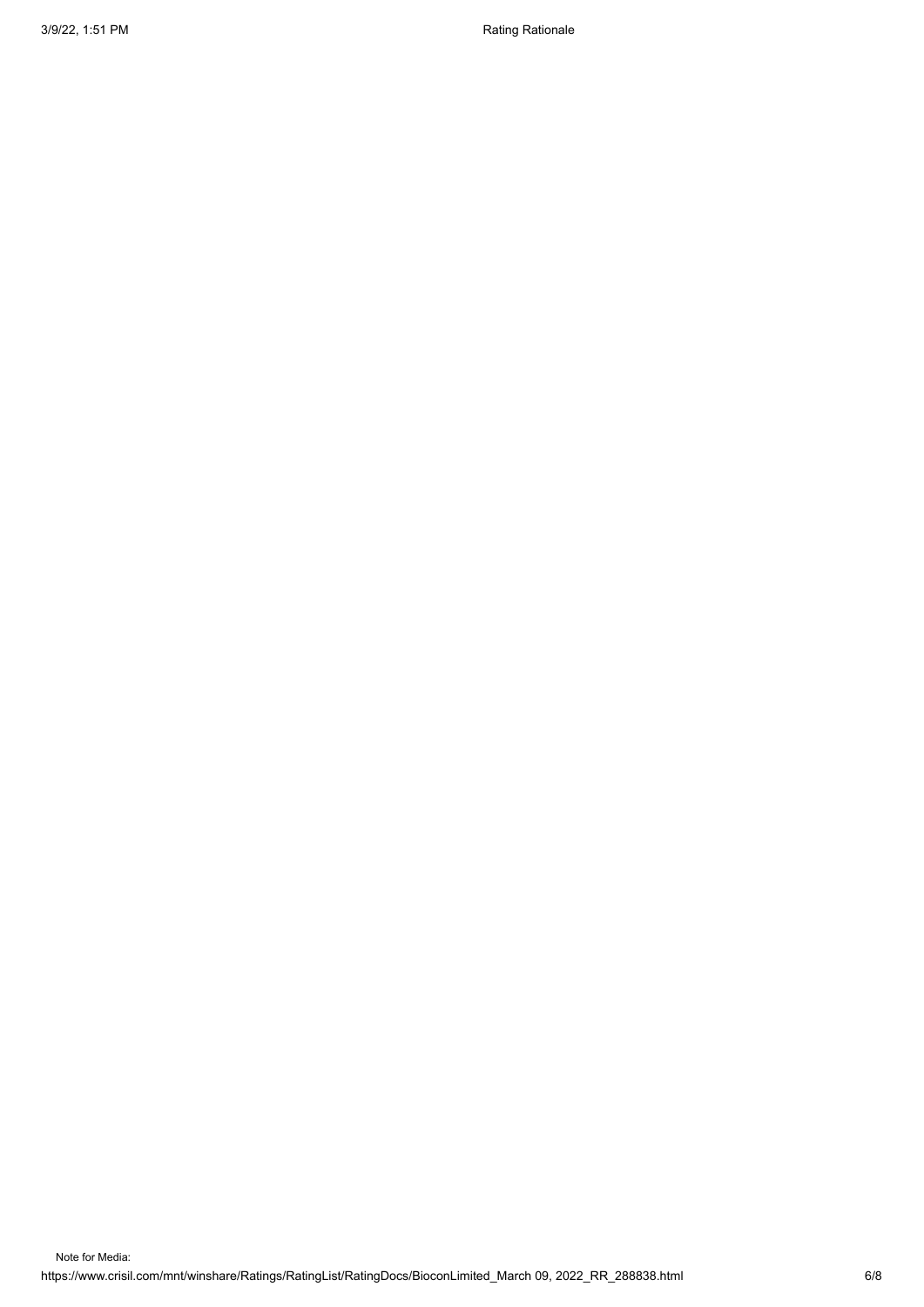Note for Media: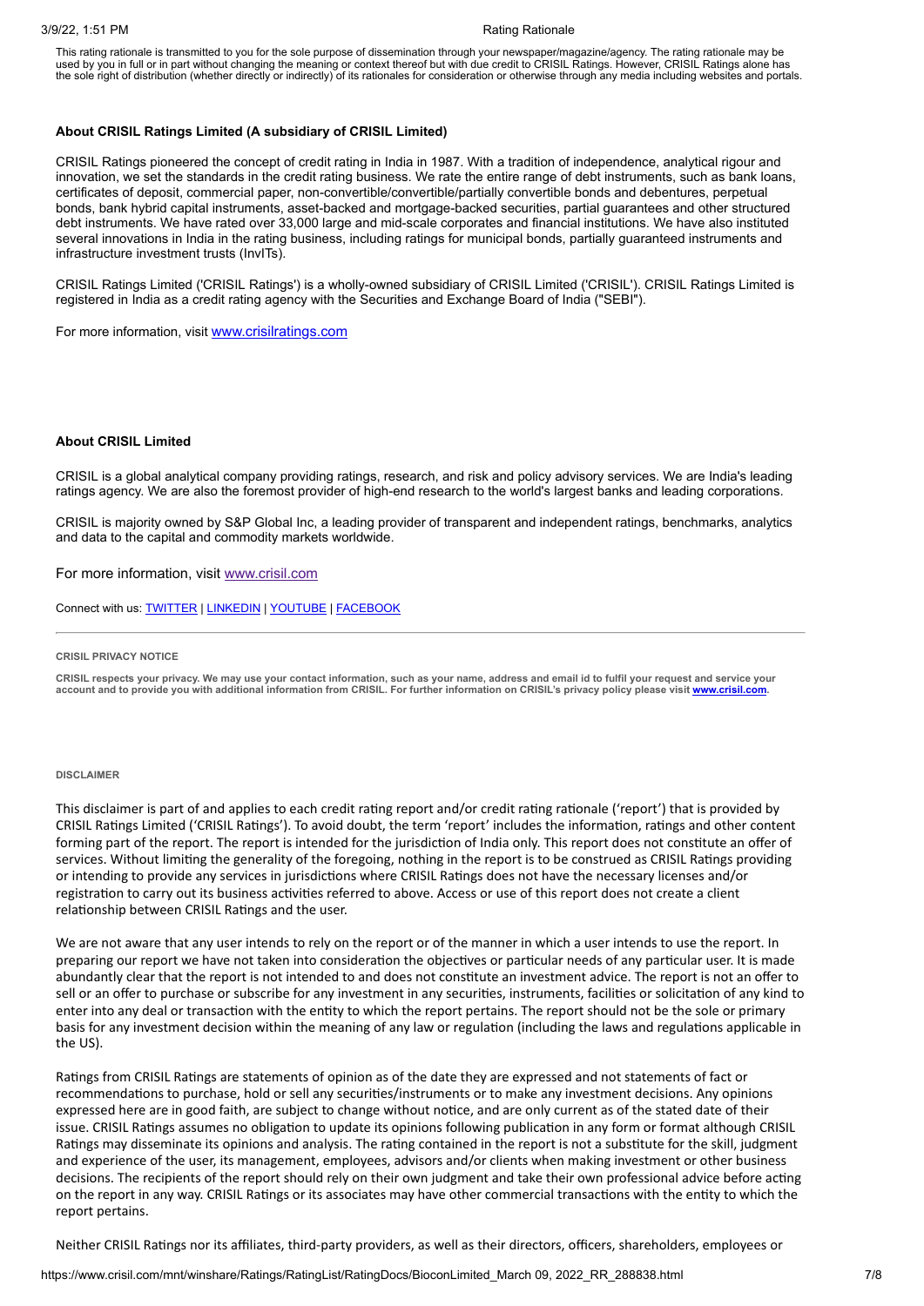This rating rationale is transmitted to you for the sole purpose of dissemination through your newspaper/magazine/agency. The rating rationale may be used by you in full or in part without changing the meaning or context thereof but with due credit to CRISIL Ratings. However, CRISIL Ratings alone has the sole right of distribution (whether directly or indirectly) of its rationales for consideration or otherwise through any media including websites and portals.

**About CRISIL Ratings Limited (A subsidiary of CRISIL Limited)**

CRISIL Ratings pioneered the concept of credit rating in India in 1987. With a tradition of independence, analytical rigour and innovation, we set the standards in the credit rating business. We rate the entire range of debt instruments, such as bank loans, certificates of deposit, commercial paper, non-convertible/convertible/partially convertible bonds and debentures, perpetual bonds, bank hybrid capital instruments, asset-backed and mortgage-backed securities, partial guarantees and other structured debt instruments. We have rated over 33,000 large and mid-scale corporates and financial institutions. We have also instituted several innovations in India in the rating business, including ratings for municipal bonds, partially guaranteed instruments and infrastructure investment trusts (InvITs).

CRISIL Ratings Limited ('CRISIL Ratings') is a wholly-owned subsidiary of CRISIL Limited ('CRISIL'). CRISIL Ratings Limited is registered in India as a credit rating agency with the Securities and Exchange Board of India ("SEBI").

For more information, visit www.crisilratings.com

**About CRISIL Limited**

CRISIL is a global analytical company providing ratings, research, and risk and policy advisory services. We are India's leading ratings agency. We are also the foremost provider of high-end research to the world's largest banks and leading corporations.

CRISIL is majority owned by S&P Global Inc, a leading provider of transparent and independent ratings, benchmarks, analytics and data to the capital and commodity markets worldwide.

For more information, visit www.crisil.com

Connect with us: TWITTER | LINKEDIN | YOUTUBE | FACEBOOK

---

**CRISIL PRIVACY NOTICE**

**CRISIL respects your privacy. We may use your contact information, such as your name, address and email id to fulfil your request and service your account and to provide you with additional information from CRISIL. For further information on CRISIL's privacy policy please visit www.crisil.com.**

**DISCLAIMER**

This disclaimer is part of and applies to each credit rating report and/or credit rating rationale ('report') that is provided by CRISIL Ratings Limited ('CRISIL Ratings'). To avoid doubt, the term 'report' includes the information, ratings and other content forming part of the report. The report is intended for the jurisdiction of India only. This report does not constitute an offer of services. Without limiting the generality of the foregoing, nothing in the report is to be construed as CRISIL Ratings providing or intending to provide any services in jurisdictions where CRISIL Ratings does not have the necessary licenses and/or registration to carry out its business activities referred to above. Access or use of this report does not create a client relationship between CRISIL Ratings and the user.

We are not aware that any user intends to rely on the report or of the manner in which a user intends to use the report. In preparing our report we have not taken into consideration the objectives or particular needs of any particular user. It is made abundantly clear that the report is not intended to and does not constitute an investment advice. The report is not an offer to sell or an offer to purchase or subscribe for any investment in any securities, instruments, facilities or solicitation of any kind to enter into any deal or transaction with the entity to which the report pertains. The report should not be the sole or primary basis for any investment decision within the meaning of any law or regulation (including the laws and regulations applicable in the US).

Ratings from CRISIL Ratings are statements of opinion as of the date they are expressed and not statements of fact or recommendations to purchase, hold or sell any securities/instruments or to make any investment decisions. Any opinions expressed here are in good faith, are subject to change without notice, and are only current as of the stated date of their issue. CRISIL Ratings assumes no obligation to update its opinions following publication in any form or format although CRISIL Ratings may disseminate its opinions and analysis. The rating contained in the report is not a substitute for the skill, judgment and experience of the user, its management, employees, advisors and/or clients when making investment or other business decisions. The recipients of the report should rely on their own judgment and take their own professional advice before acting on the report in any way. CRISIL Ratings or its associates may have other commercial transactions with the entity to which the report pertains.

Neither CRISIL Ratings nor its affiliates, third-party providers, as well as their directors, officers, shareholders, employees or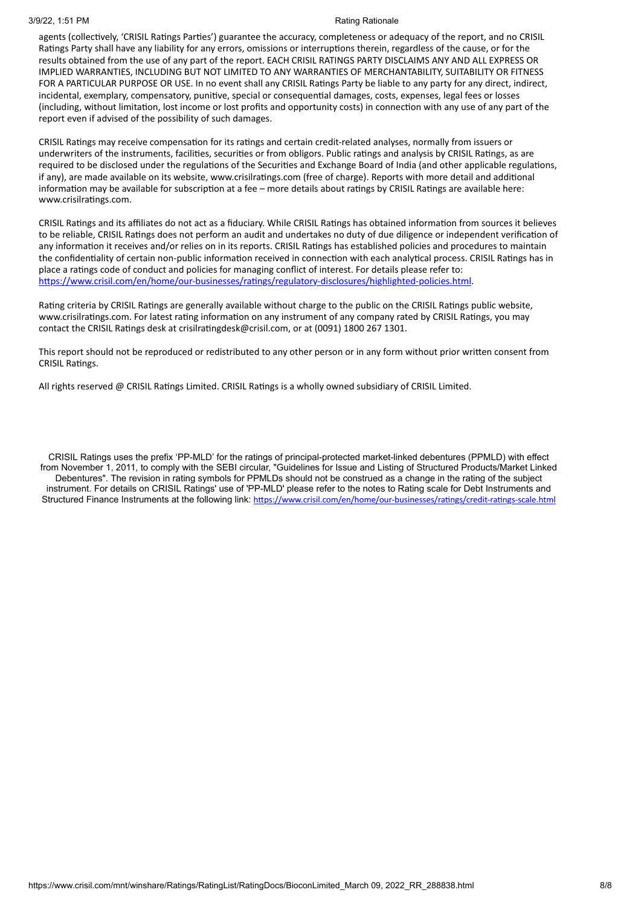agents (collectively, 'CRISIL Ratings Parties') guarantee the accuracy, completeness or adequacy of the report, and no CRISIL Ratings Party shall have any liability for any errors, omissions or interruptions therein, regardless of the cause, or for the results obtained from the use of any part of the report. EACH CRISIL RATINGS PARTY DISCLAIMS ANY AND ALL EXPRESS OR IMPLIED WARRANTIES, INCLUDING BUT NOT LIMITED TO ANY WARRANTIES OF MERCHANTABILITY, SUITABILITY OR FITNESS FOR A PARTICULAR PURPOSE OR USE. In no event shall any CRISIL Ratings Party be liable to any party for any direct, indirect, incidental, exemplary, compensatory, punitive, special or consequential damages, costs, expenses, legal fees or losses (including, without limitation, lost income or lost profits and opportunity costs) in connection with any use of any part of the report even if advised of the possibility of such damages.

CRISIL Ratings may receive compensation for its ratings and certain credit-related analyses, normally from issuers or underwriters of the instruments, facilities, securities or from obligors. Public ratings and analysis by CRISIL Ratings, as are required to be disclosed under the regulations of the Securities and Exchange Board of India (and other applicable regulations, if any), are made available on its website, www.crisilratings.com (free of charge). Reports with more detail and additional information may be available for subscription at a fee – more details about ratings by CRISIL Ratings are available here: www.crisilratings.com.

CRISIL Ratings and its affiliates do not act as a fiduciary. While CRISIL Ratings has obtained information from sources it believes to be reliable, CRISIL Ratings does not perform an audit and undertakes no duty of due diligence or independent verification of any information it receives and/or relies on in its reports. CRISIL Ratings has established policies and procedures to maintain the confidentiality of certain non-public information received in connection with each analytical process. CRISIL Ratings has in place a ratings code of conduct and policies for managing conflict of interest. For details please refer to: https://www.crisil.com/en/home/our-businesses/ratings/regulatory-disclosures/highlighted-policies.html.

Rating criteria by CRISIL Ratings are generally available without charge to the public on the CRISIL Ratings public website, www.crisilratings.com. For latest rating information on any instrument of any company rated by CRISIL Ratings, you may contact the CRISIL Ratings desk at crisilratingdesk@crisil.com, or at (0091) 1800 267 1301.

This report should not be reproduced or redistributed to any other person or in any form without prior written consent from CRISIL Ratings.

All rights reserved @ CRISIL Ratings Limited. CRISIL Ratings is a wholly owned subsidiary of CRISIL Limited.

CRISIL Ratings uses the prefix 'PP-MLD' for the ratings of principal-protected market-linked debentures (PPMLD) with effect from November 1, 2011, to comply with the SEBI circular, "Guidelines for Issue and Listing of Structured Products/Market Linked Debentures". The revision in rating symbols for PPMLDs should not be construed as a change in the rating of the subject instrument. For details on CRISIL Ratings' use of 'PP-MLD' please refer to the notes to Rating scale for Debt Instruments and Structured Finance Instruments at the following link: https://www.crisil.com/en/home/our-businesses/ratings/credit-ratings-scale.html